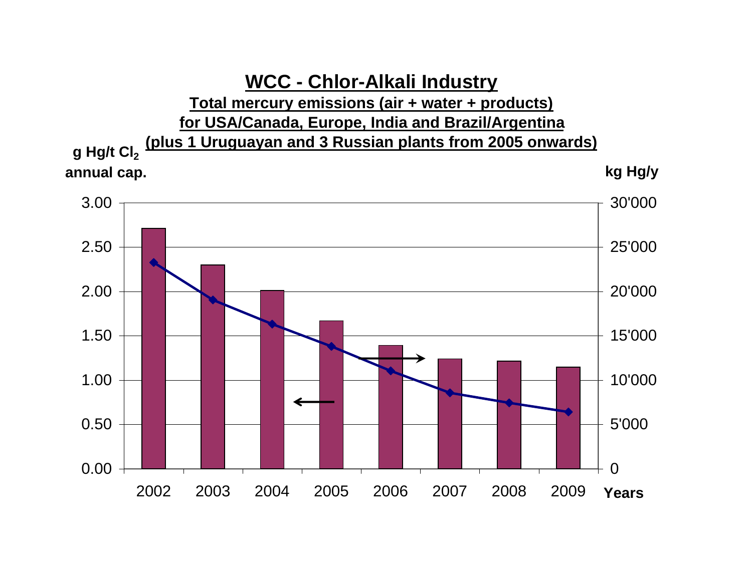# WCC - Chlor-Alkali Industry

**Total mercury emissions (air + water + products)**
**for USA/Canada, Europe, India and Brazil/Argentina**
**(plus 1 Uruguayan and 3 Russian plants from 2005 onwards)**

**g Hg/t $Cl_2$ annual cap.**

**kg Hg/y**

3.00 | 2.50 | 2.00 | 1.50 | 1.00 | 0.50 | 0.00

30'000 | 25'000 | 20'000 | 15'000 | 10'000 | 5'000 | 0

2002 | 2003 | 2004 | 2005 | 2006 | 2007 | 2008 | 2009 **Years**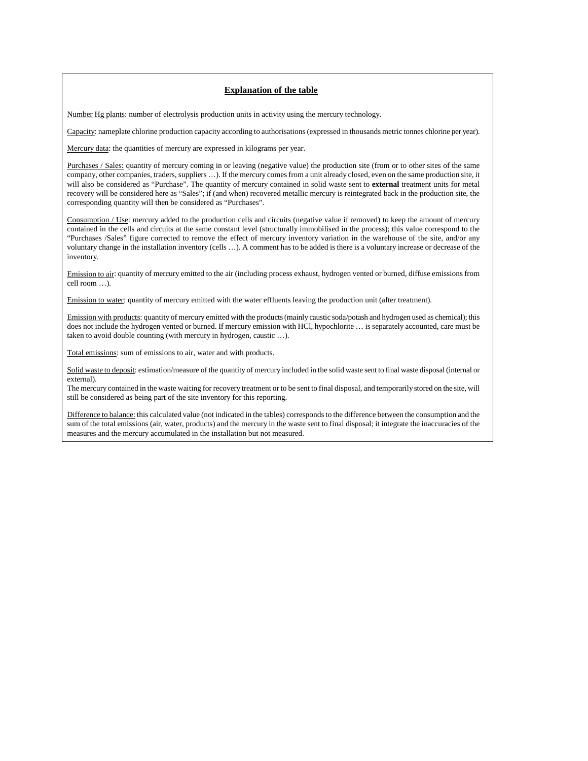## Explanation of the table

Number Hg plants: number of electrolysis production units in activity using the mercury technology.

Capacity: nameplate chlorine production capacity according to authorisations (expressed in thousands metric tonnes chlorine per year).

Mercury data: the quantities of mercury are expressed in kilograms per year.

Purchases / Sales: quantity of mercury coming in or leaving (negative value) the production site (from or to other sites of the same company, other companies, traders, suppliers …). If the mercury comes from a unit already closed, even on the same production site, it will also be considered as "Purchase". The quantity of mercury contained in solid waste sent to **external** treatment units for metal recovery will be considered here as "Sales"; if (and when) recovered metallic mercury is reintegrated back in the production site, the corresponding quantity will then be considered as "Purchases".

Consumption / Use: mercury added to the production cells and circuits (negative value if removed) to keep the amount of mercury contained in the cells and circuits at the same constant level (structurally immobilised in the process); this value correspond to the "Purchases /Sales" figure corrected to remove the effect of mercury inventory variation in the warehouse of the site, and/or any voluntary change in the installation inventory (cells …). A comment has to be added is there is a voluntary increase or decrease of the inventory.

Emission to air: quantity of mercury emitted to the air (including process exhaust, hydrogen vented or burned, diffuse emissions from cell room …).

Emission to water: quantity of mercury emitted with the water effluents leaving the production unit (after treatment).

Emission with products: quantity of mercury emitted with the products (mainly caustic soda/potash and hydrogen used as chemical); this does not include the hydrogen vented or burned. If mercury emission with HCl, hypochlorite … is separately accounted, care must be taken to avoid double counting (with mercury in hydrogen, caustic …).

Total emissions: sum of emissions to air, water and with products.

Solid waste to deposit: estimation/measure of the quantity of mercury included in the solid waste sent to final waste disposal (internal or external).
The mercury contained in the waste waiting for recovery treatment or to be sent to final disposal, and temporarily stored on the site, will still be considered as being part of the site inventory for this reporting.

Difference to balance: this calculated value (not indicated in the tables) corresponds to the difference between the consumption and the sum of the total emissions (air, water, products) and the mercury in the waste sent to final disposal; it integrate the inaccuracies of the measures and the mercury accumulated in the installation but not measured.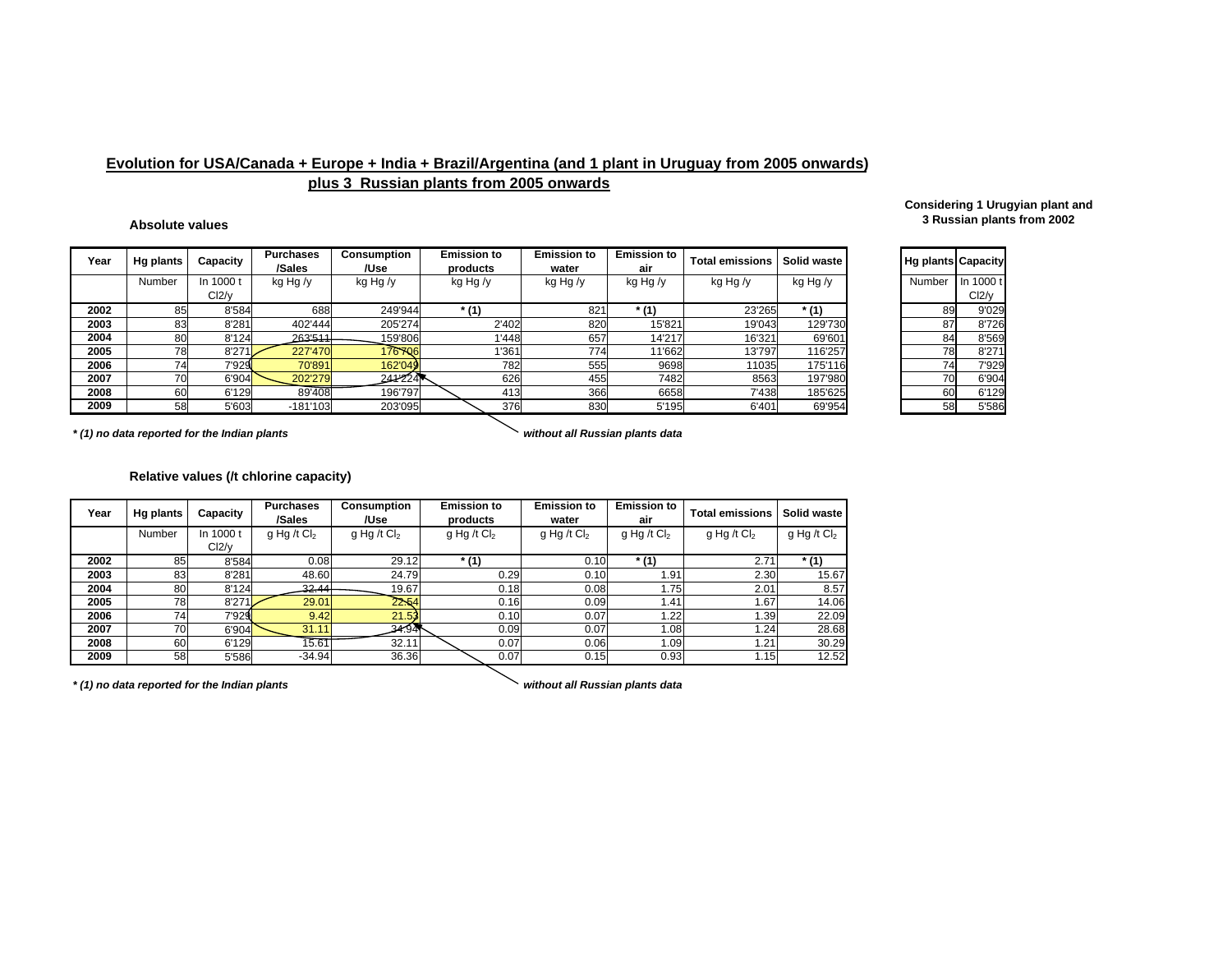## Evolution for USA/Canada + Europe + India + Brazil/Argentina (and 1 plant in Uruguay from 2005 onwards) plus 3 Russian plants from 2005 onwards

**Absolute values**

| Year | Hg plants | Capacity | Purchases /Sales | Consumption /Use | Emission to products | Emission to water | Emission to air | Total emissions | Solid waste |
|---|---|---|---|---|---|---|---|---|---|
| | Number | In 1000 t Cl2/y | kg Hg /y | kg Hg /y | kg Hg /y | kg Hg /y | kg Hg /y | kg Hg /y | kg Hg /y |
| **2002** | 85 | 8'584 | 688 | 249'944 | * (1) | 821 | * (1) | 23'265 | * (1) |
| **2003** | 83 | 8'281 | 402'444 | 205'274 | 2'402 | 820 | 15'821 | 19'043 | 129'730 |
| **2004** | 80 | 8'124 | 263'511 | 159'806 | 1'448 | 657 | 14'217 | 16'321 | 69'601 |
| **2005** | 78 | 8'271 | 227'470 | 176'706 | 1'361 | 774 | 11'662 | 13'797 | 116'257 |
| **2006** | 74 | 7'929 | 70'891 | 162'049 | 782 | 555 | 9698 | 11035 | 175'116 |
| **2007** | 70 | 6'904 | 202'279 | 241'224 | 626 | 455 | 7482 | 8563 | 197'980 |
| **2008** | 60 | 6'129 | 89'408 | 196'797 | 413 | 366 | 6658 | 7'438 | 185'625 |
| **2009** | 58 | 5'603 | -181'103 | 203'095 | 376 | 830 | 5'195 | 6'401 | 69'954 |

***(1) no data reported for the Indian plants***

*without all Russian plants data*

**Considering 1 Urugyian plant and 3 Russian plants from 2002**

| Hg plants | Capacity |
|---|---|
| Number | In 1000 t Cl2/y |
| 89 | 9'029 |
| 87 | 8'726 |
| 84 | 8'569 |
| 78 | 8'271 |
| 74 | 7'929 |
| 70 | 6'904 |
| 60 | 6'129 |
| 58 | 5'586 |

**Relative values (/t chlorine capacity)**

| Year | Hg plants | Capacity | Purchases /Sales | Consumption /Use | Emission to products | Emission to water | Emission to air | Total emissions | Solid waste |
|---|---|---|---|---|---|---|---|---|---|
| | Number | In 1000 t Cl2/y | g Hg /t $Cl_2$ | g Hg /t $Cl_2$ | g Hg /t $Cl_2$ | g Hg /t $Cl_2$ | g Hg /t $Cl_2$ | g Hg /t $Cl_2$ | g Hg /t $Cl_2$ |
| **2002** | 85 | 8'584 | 0.08 | 29.12 | * (1) | 0.10 | * (1) | 2.71 | * (1) |
| **2003** | 83 | 8'281 | 48.60 | 24.79 | 0.29 | 0.10 | 1.91 | 2.30 | 15.67 |
| **2004** | 80 | 8'124 | 32.44 | 19.67 | 0.18 | 0.08 | 1.75 | 2.01 | 8.57 |
| **2005** | 78 | 8'271 | 29.01 | 22.54 | 0.16 | 0.09 | 1.41 | 1.67 | 14.06 |
| **2006** | 74 | 7'929 | 9.42 | 21.53 | 0.10 | 0.07 | 1.22 | 1.39 | 22.09 |
| **2007** | 70 | 6'904 | 31.11 | 34.94 | 0.09 | 0.07 | 1.08 | 1.24 | 28.68 |
| **2008** | 60 | 6'129 | 15.61 | 32.11 | 0.07 | 0.06 | 1.09 | 1.21 | 30.29 |
| **2009** | 58 | 5'586 | -34.94 | 36.36 | 0.07 | 0.15 | 0.93 | 1.15 | 12.52 |

***(1) no data reported for the Indian plants***

*without all Russian plants data*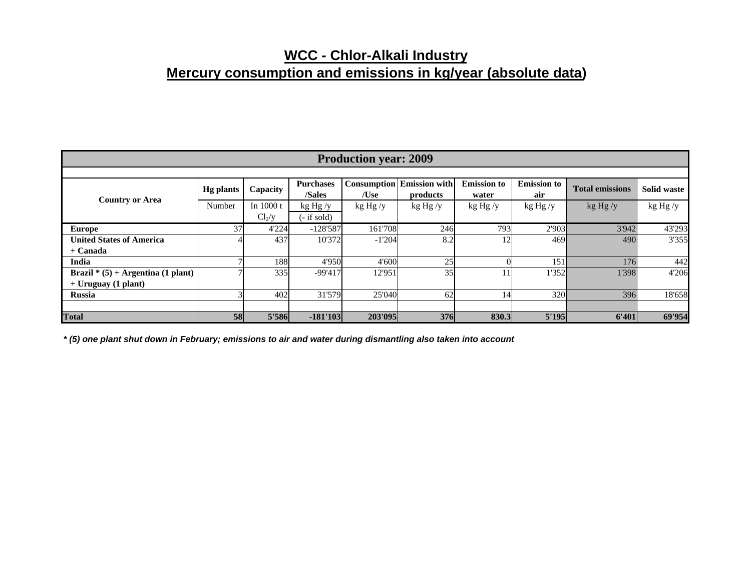# WCC - Chlor-Alkali Industry
# Mercury consumption and emissions in kg/year (absolute data)

| Production year: 2009 | | | | | | | | | |
|---|---|---|---|---|---|---|---|---|---|
| **Country or Area** | **Hg plants** | **Capacity** | **Purchases /Sales** | **Consumption /Use** | **Emission with products** | **Emission to water** | **Emission to air** | **Total emissions** | **Solid waste** |
| | Number | In 1000 t $Cl_2$/y | kg Hg /y (- if sold) | kg Hg /y | kg Hg /y | kg Hg /y | kg Hg /y | kg Hg /y | kg Hg /y |
| **Europe** | 37 | 4'224 | -128'587 | 161'708 | 246 | 793 | 2'903 | 3'942 | 43'293 |
| **United States of America + Canada** | 4 | 437 | 10'372 | -1'204 | 8.2 | 12 | 469 | 490 | 3'355 |
| **India** | 7 | 188 | 4'950 | 4'600 | 25 | 0 | 151 | 176 | 442 |
| **Brazil * (5) + Argentina (1 plant) + Uruguay (1 plant)** | 7 | 335 | -99'417 | 12'951 | 35 | 11 | 1'352 | 1'398 | 4'206 |
| **Russia** | 3 | 402 | 31'579 | 25'040 | 62 | 14 | 320 | 396 | 18'658 |
| | | | | | | | | | |
| **Total** | **58** | **5'586** | **-181'103** | **203'095** | **376** | **830.3** | **5'195** | **6'401** | **69'954** |

***** (5) one plant shut down in February; emissions to air and water during dismantling also taken into account*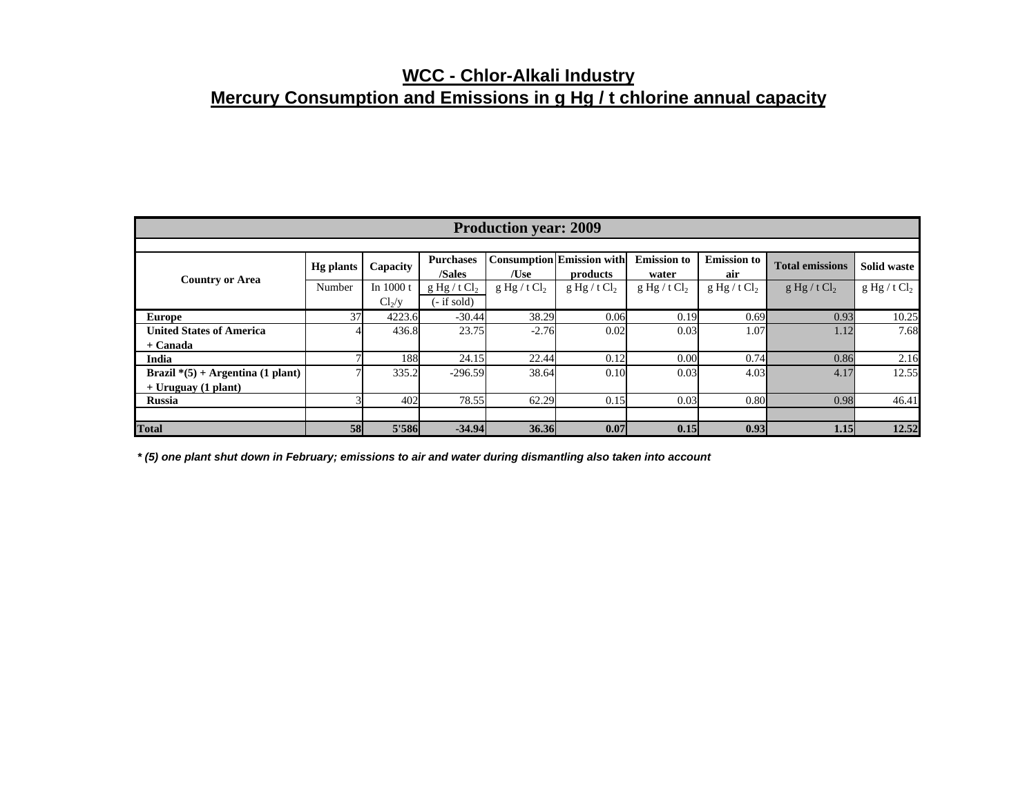# WCC - Chlor-Alkali Industry

# Mercury Consumption and Emissions in g Hg / t chlorine annual capacity

| Production year: 2009 | | | | | | | | | |
|---|---|---|---|---|---|---|---|---|---|
| **Country or Area** | **Hg plants** | **Capacity** | **Purchases /Sales** | **Consumption /Use** | **Emission with products** | **Emission to water** | **Emission to air** | **Total emissions** | **Solid waste** |
| | Number | In 1000 t $Cl_2$/y | g Hg / t $Cl_2$ (- if sold) | g Hg / t $Cl_2$ | g Hg / t $Cl_2$ | g Hg / t $Cl_2$ | g Hg / t $Cl_2$ | g Hg / t $Cl_2$ | g Hg / t $Cl_2$ |
| **Europe** | 37 | 4223.6 | -30.44 | 38.29 | 0.06 | 0.19 | 0.69 | 0.93 | 10.25 |
| **United States of America + Canada** | 4 | 436.8 | 23.75 | -2.76 | 0.02 | 0.03 | 1.07 | 1.12 | 7.68 |
| **India** | 7 | 188 | 24.15 | 22.44 | 0.12 | 0.00 | 0.74 | 0.86 | 2.16 |
| **Brazil *(5) + Argentina (1 plant) + Uruguay (1 plant)** | 7 | 335.2 | -296.59 | 38.64 | 0.10 | 0.03 | 4.03 | 4.17 | 12.55 |
| **Russia** | 3 | 402 | 78.55 | 62.29 | 0.15 | 0.03 | 0.80 | 0.98 | 46.41 |
| | | | | | | | | | |
| **Total** | **58** | **5'586** | **-34.94** | **36.36** | **0.07** | **0.15** | **0.93** | **1.15** | **12.52** |

***(5) one plant shut down in February; emissions to air and water during dismantling also taken into account***